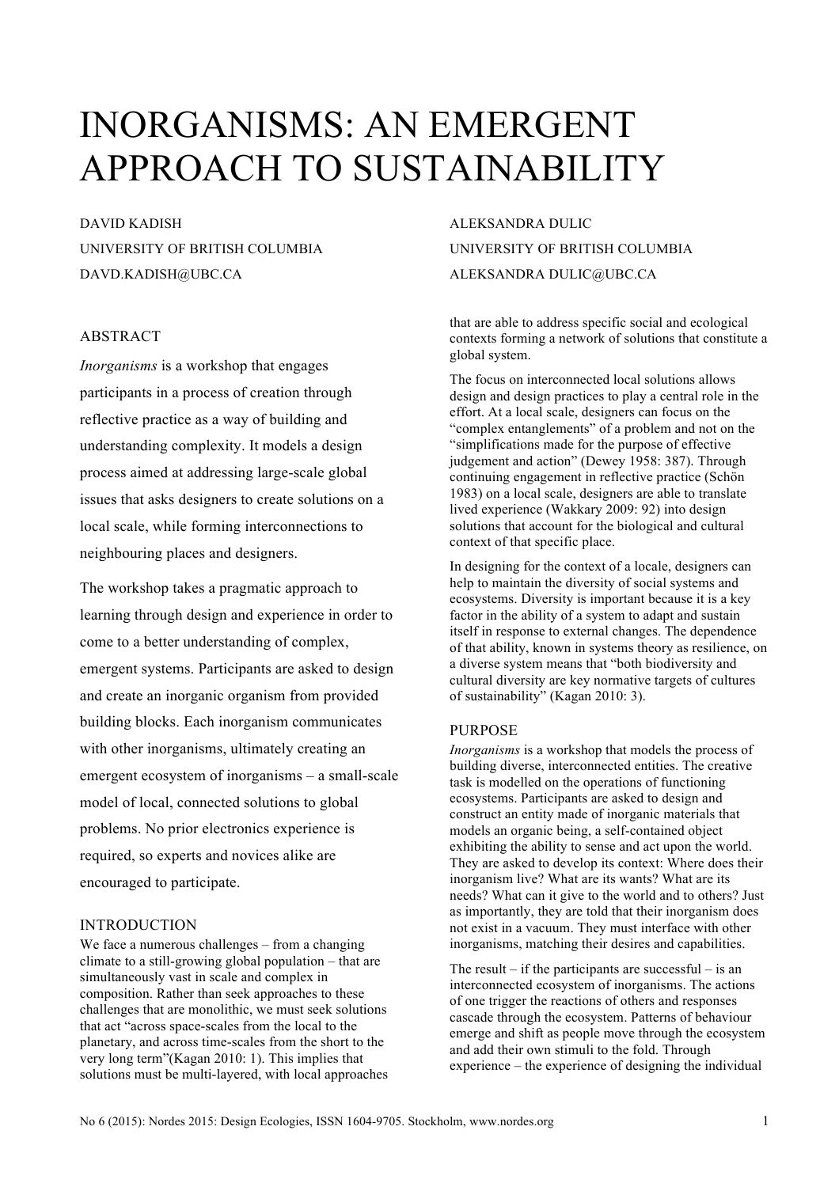# INORGANISMS: AN EMERGENT APPROACH TO SUSTAINABILITY

DAVID KADISH
UNIVERSITY OF BRITISH COLUMBIA
DAVD.KADISH@UBC.CA

ALEKSANDRA DULIC
UNIVERSITY OF BRITISH COLUMBIA
ALEKSANDRA DULIC@UBC.CA

## ABSTRACT

*Inorganisms* is a workshop that engages participants in a process of creation through reflective practice as a way of building and understanding complexity. It models a design process aimed at addressing large-scale global issues that asks designers to create solutions on a local scale, while forming interconnections to neighbouring places and designers.

The workshop takes a pragmatic approach to learning through design and experience in order to come to a better understanding of complex, emergent systems. Participants are asked to design and create an inorganic organism from provided building blocks. Each inorganism communicates with other inorganisms, ultimately creating an emergent ecosystem of inorganisms – a small-scale model of local, connected solutions to global problems. No prior electronics experience is required, so experts and novices alike are encouraged to participate.

## INTRODUCTION

We face a numerous challenges – from a changing climate to a still-growing global population – that are simultaneously vast in scale and complex in composition. Rather than seek approaches to these challenges that are monolithic, we must seek solutions that act "across space-scales from the local to the planetary, and across time-scales from the short to the very long term"(Kagan 2010: 1). This implies that solutions must be multi-layered, with local approaches that are able to address specific social and ecological contexts forming a network of solutions that constitute a global system.

The focus on interconnected local solutions allows design and design practices to play a central role in the effort. At a local scale, designers can focus on the "complex entanglements" of a problem and not on the "simplifications made for the purpose of effective judgement and action" (Dewey 1958: 387). Through continuing engagement in reflective practice (Schön 1983) on a local scale, designers are able to translate lived experience (Wakkary 2009: 92) into design solutions that account for the biological and cultural context of that specific place.

In designing for the context of a locale, designers can help to maintain the diversity of social systems and ecosystems. Diversity is important because it is a key factor in the ability of a system to adapt and sustain itself in response to external changes. The dependence of that ability, known in systems theory as resilience, on a diverse system means that "both biodiversity and cultural diversity are key normative targets of cultures of sustainability" (Kagan 2010: 3).

## PURPOSE

*Inorganisms* is a workshop that models the process of building diverse, interconnected entities. The creative task is modelled on the operations of functioning ecosystems. Participants are asked to design and construct an entity made of inorganic materials that models an organic being, a self-contained object exhibiting the ability to sense and act upon the world. They are asked to develop its context: Where does their inorganism live? What are its wants? What are its needs? What can it give to the world and to others? Just as importantly, they are told that their inorganism does not exist in a vacuum. They must interface with other inorganisms, matching their desires and capabilities.

The result – if the participants are successful – is an interconnected ecosystem of inorganisms. The actions of one trigger the reactions of others and responses cascade through the ecosystem. Patterns of behaviour emerge and shift as people move through the ecosystem and add their own stimuli to the fold. Through experience – the experience of designing the individual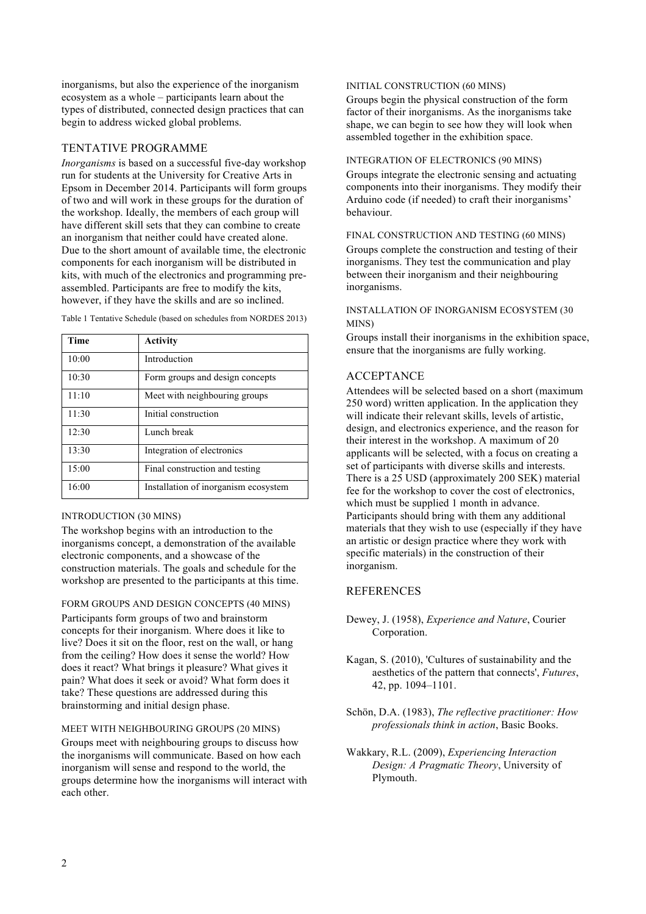inorganisms, but also the experience of the inorganism ecosystem as a whole – participants learn about the types of distributed, connected design practices that can begin to address wicked global problems.

## TENTATIVE PROGRAMME

*Inorganisms* is based on a successful five-day workshop run for students at the University for Creative Arts in Epsom in December 2014. Participants will form groups of two and will work in these groups for the duration of the workshop. Ideally, the members of each group will have different skill sets that they can combine to create an inorganism that neither could have created alone. Due to the short amount of available time, the electronic components for each inorganism will be distributed in kits, with much of the electronics and programming pre-assembled. Participants are free to modify the kits, however, if they have the skills and are so inclined.

Table 1 Tentative Schedule (based on schedules from NORDES 2013)

| Time | Activity |
|---|---|
| 10:00 | Introduction |
| 10:30 | Form groups and design concepts |
| 11:10 | Meet with neighbouring groups |
| 11:30 | Initial construction |
| 12:30 | Lunch break |
| 13:30 | Integration of electronics |
| 15:00 | Final construction and testing |
| 16:00 | Installation of inorganism ecosystem |

### INTRODUCTION (30 MINS)

The workshop begins with an introduction to the inorganisms concept, a demonstration of the available electronic components, and a showcase of the construction materials. The goals and schedule for the workshop are presented to the participants at this time.

### FORM GROUPS AND DESIGN CONCEPTS (40 MINS)

Participants form groups of two and brainstorm concepts for their inorganism. Where does it like to live? Does it sit on the floor, rest on the wall, or hang from the ceiling? How does it sense the world? How does it react? What brings it pleasure? What gives it pain? What does it seek or avoid? What form does it take? These questions are addressed during this brainstorming and initial design phase.

### MEET WITH NEIGHBOURING GROUPS (20 MINS)

Groups meet with neighbouring groups to discuss how the inorganisms will communicate. Based on how each inorganism will sense and respond to the world, the groups determine how the inorganisms will interact with each other.

### INITIAL CONSTRUCTION (60 MINS)

Groups begin the physical construction of the form factor of their inorganisms. As the inorganisms take shape, we can begin to see how they will look when assembled together in the exhibition space.

### INTEGRATION OF ELECTRONICS (90 MINS)

Groups integrate the electronic sensing and actuating components into their inorganisms. They modify their Arduino code (if needed) to craft their inorganisms' behaviour.

### FINAL CONSTRUCTION AND TESTING (60 MINS)

Groups complete the construction and testing of their inorganisms. They test the communication and play between their inorganism and their neighbouring inorganisms.

### INSTALLATION OF INORGANISM ECOSYSTEM (30 MINS)

Groups install their inorganisms in the exhibition space, ensure that the inorganisms are fully working.

## ACCEPTANCE

Attendees will be selected based on a short (maximum 250 word) written application. In the application they will indicate their relevant skills, levels of artistic, design, and electronics experience, and the reason for their interest in the workshop. A maximum of 20 applicants will be selected, with a focus on creating a set of participants with diverse skills and interests. There is a 25 USD (approximately 200 SEK) material fee for the workshop to cover the cost of electronics, which must be supplied 1 month in advance. Participants should bring with them any additional materials that they wish to use (especially if they have an artistic or design practice where they work with specific materials) in the construction of their inorganism.

## REFERENCES

Dewey, J. (1958), *Experience and Nature*, Courier Corporation.

Kagan, S. (2010), 'Cultures of sustainability and the aesthetics of the pattern that connects', *Futures*, 42, pp. 1094–1101.

Schön, D.A. (1983), *The reflective practitioner: How professionals think in action*, Basic Books.

Wakkary, R.L. (2009), *Experiencing Interaction Design: A Pragmatic Theory*, University of Plymouth.